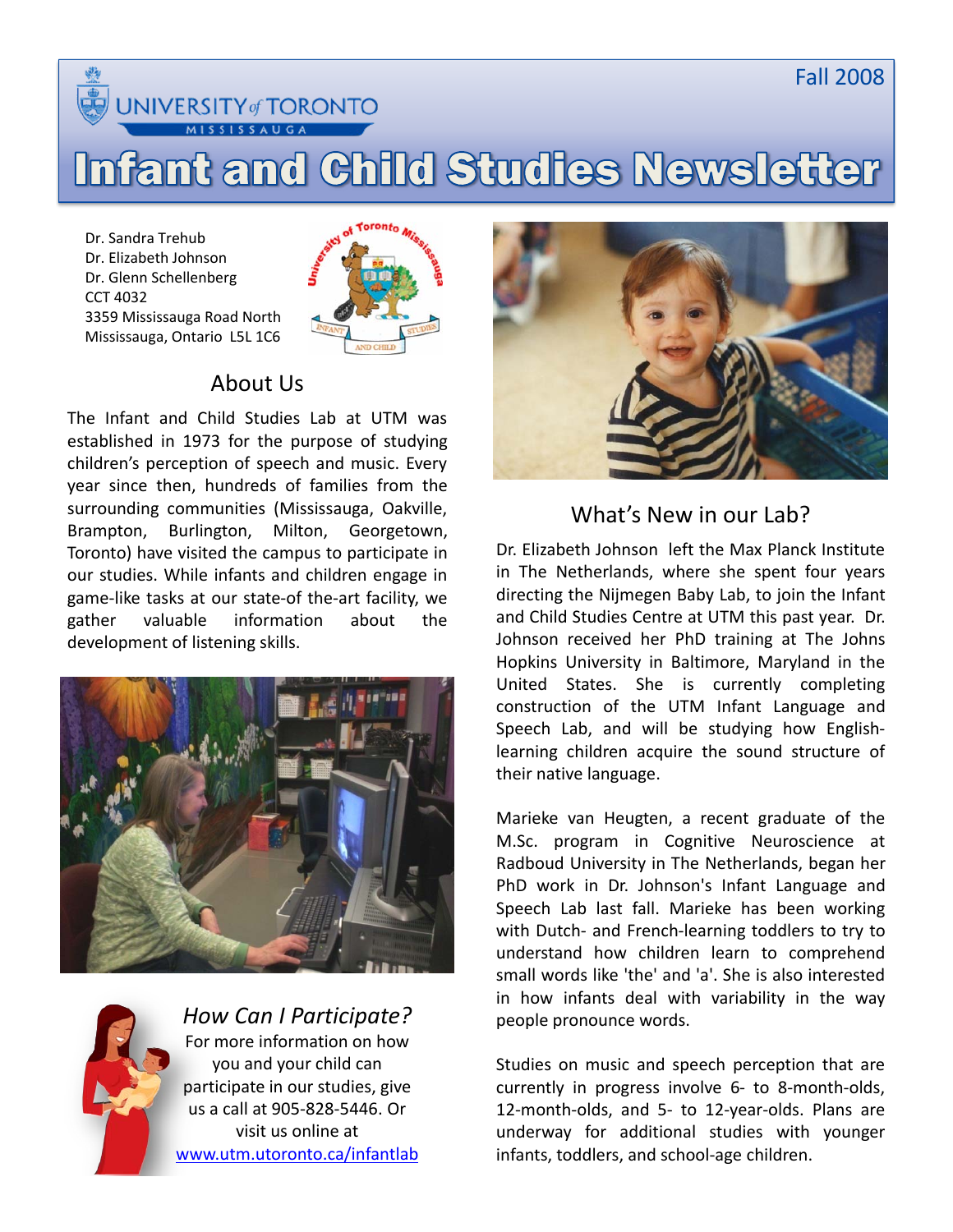University of Toronto Mississauga

Fall 2008

# Infant and Child Studies Newsletter

Dr. Sandra Trehub
Dr. Elizabeth Johnson
Dr. Glenn Schellenberg
CCT 4032
3359 Mississauga Road North
Mississauga, Ontario L5L 1C6

## About Us

The Infant and Child Studies Lab at UTM was established in 1973 for the purpose of studying children's perception of speech and music. Every year since then, hundreds of families from the surrounding communities (Mississauga, Oakville, Brampton, Burlington, Milton, Georgetown, Toronto) have visited the campus to participate in our studies. While infants and children engage in game-like tasks at our state-of the-art facility, we gather valuable information about the development of listening skills.

### *How Can I Participate?*

For more information on how you and your child can participate in our studies, give us a call at 905-828-5446. Or visit us online at [www.utm.utoronto.ca/infantlab](www.utm.utoronto.ca/infantlab)

## What's New in our Lab?

Dr. Elizabeth Johnson left the Max Planck Institute in The Netherlands, where she spent four years directing the Nijmegen Baby Lab, to join the Infant and Child Studies Centre at UTM this past year. Dr. Johnson received her PhD training at The Johns Hopkins University in Baltimore, Maryland in the United States. She is currently completing construction of the UTM Infant Language and Speech Lab, and will be studying how English-learning children acquire the sound structure of their native language.

Marieke van Heugten, a recent graduate of the M.Sc. program in Cognitive Neuroscience at Radboud University in The Netherlands, began her PhD work in Dr. Johnson's Infant Language and Speech Lab last fall. Marieke has been working with Dutch- and French-learning toddlers to try to understand how children learn to comprehend small words like 'the' and 'a'. She is also interested in how infants deal with variability in the way people pronounce words.

Studies on music and speech perception that are currently in progress involve 6- to 8-month-olds, 12-month-olds, and 5- to 12-year-olds. Plans are underway for additional studies with younger infants, toddlers, and school-age children.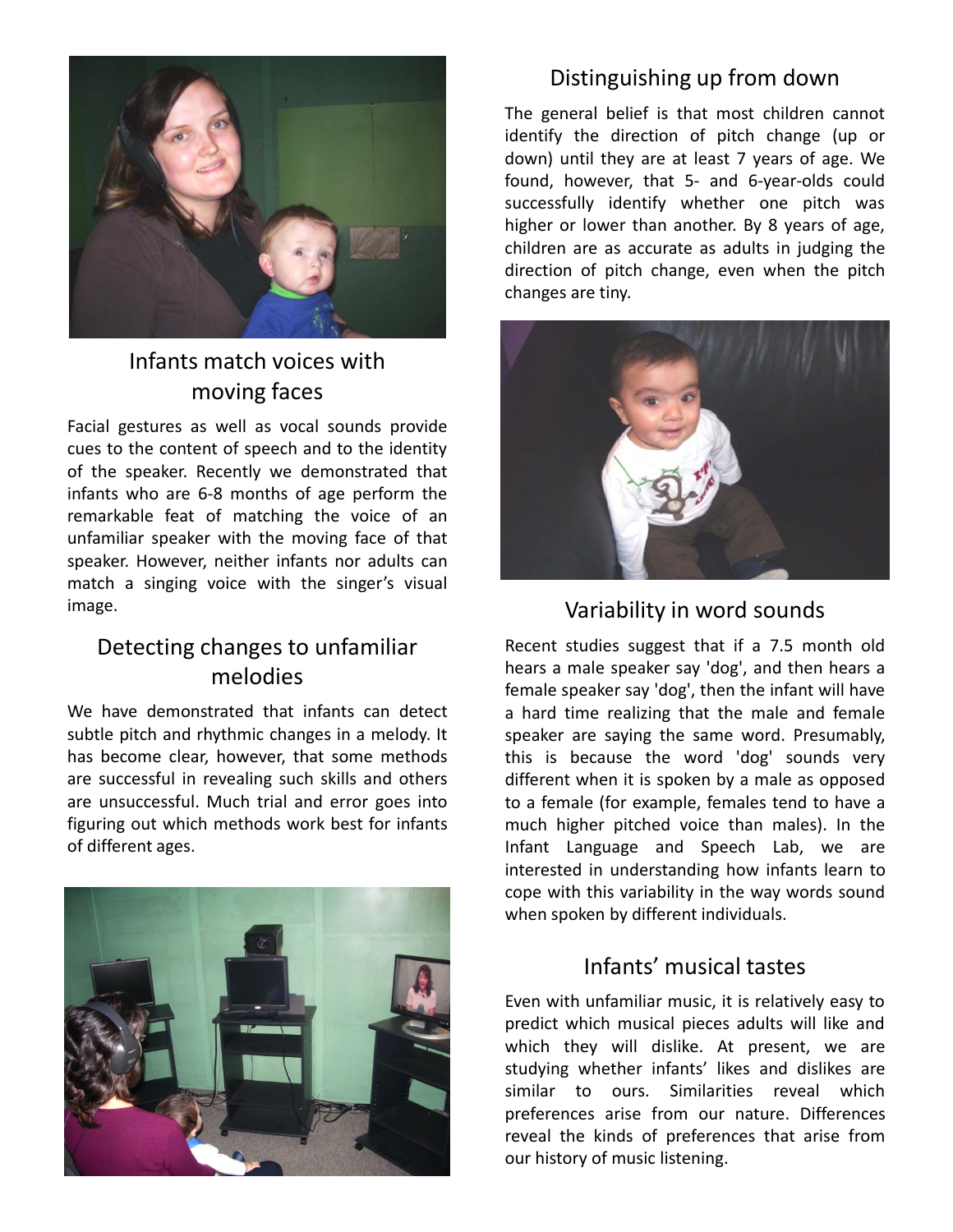## Infants match voices with moving faces

Facial gestures as well as vocal sounds provide cues to the content of speech and to the identity of the speaker. Recently we demonstrated that infants who are 6-8 months of age perform the remarkable feat of matching the voice of an unfamiliar speaker with the moving face of that speaker. However, neither infants nor adults can match a singing voice with the singer's visual image.

## Detecting changes to unfamiliar melodies

We have demonstrated that infants can detect subtle pitch and rhythmic changes in a melody. It has become clear, however, that some methods are successful in revealing such skills and others are unsuccessful. Much trial and error goes into figuring out which methods work best for infants of different ages.

## Distinguishing up from down

The general belief is that most children cannot identify the direction of pitch change (up or down) until they are at least 7 years of age. We found, however, that 5- and 6-year-olds could successfully identify whether one pitch was higher or lower than another. By 8 years of age, children are as accurate as adults in judging the direction of pitch change, even when the pitch changes are tiny.

## Variability in word sounds

Recent studies suggest that if a 7.5 month old hears a male speaker say 'dog', and then hears a female speaker say 'dog', then the infant will have a hard time realizing that the male and female speaker are saying the same word. Presumably, this is because the word 'dog' sounds very different when it is spoken by a male as opposed to a female (for example, females tend to have a much higher pitched voice than males). In the Infant Language and Speech Lab, we are interested in understanding how infants learn to cope with this variability in the way words sound when spoken by different individuals.

## Infants' musical tastes

Even with unfamiliar music, it is relatively easy to predict which musical pieces adults will like and which they will dislike. At present, we are studying whether infants' likes and dislikes are similar to ours. Similarities reveal which preferences arise from our nature. Differences reveal the kinds of preferences that arise from our history of music listening.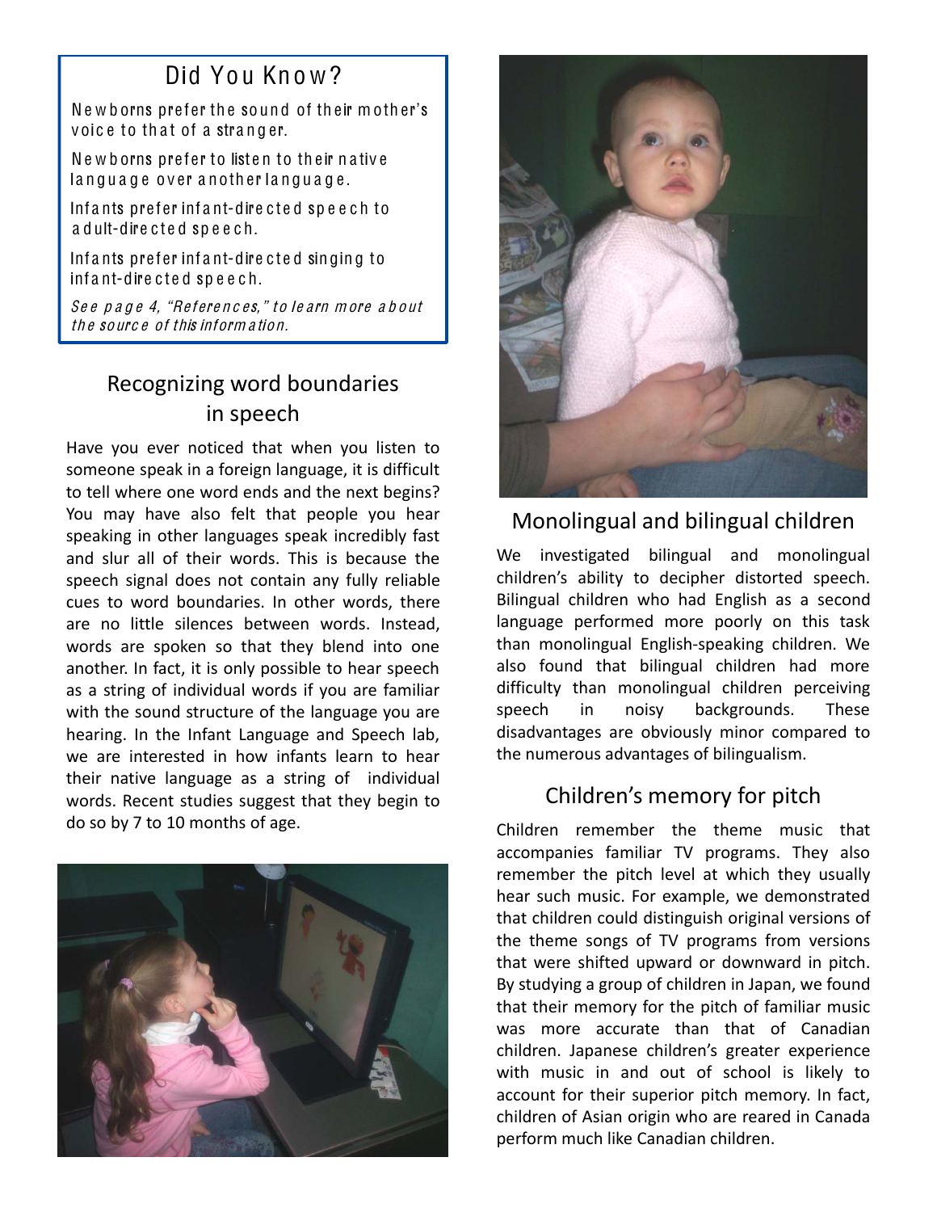## Did You Know?

Newborns prefer the sound of their mother's voice to that of a stranger.

Newborns prefer to listen to their native language over another language.

Infants prefer infant-directed speech to adult-directed speech.

Infants prefer infant-directed singing to infant-directed speech.

*See page 4, "References," to learn more about the source of this information.*

## Recognizing word boundaries in speech

Have you ever noticed that when you listen to someone speak in a foreign language, it is difficult to tell where one word ends and the next begins? You may have also felt that people you hear speaking in other languages speak incredibly fast and slur all of their words. This is because the speech signal does not contain any fully reliable cues to word boundaries. In other words, there are no little silences between words. Instead, words are spoken so that they blend into one another. In fact, it is only possible to hear speech as a string of individual words if you are familiar with the sound structure of the language you are hearing. In the Infant Language and Speech lab, we are interested in how infants learn to hear their native language as a string of individual words. Recent studies suggest that they begin to do so by 7 to 10 months of age.

## Monolingual and bilingual children

We investigated bilingual and monolingual children's ability to decipher distorted speech. Bilingual children who had English as a second language performed more poorly on this task than monolingual English-speaking children. We also found that bilingual children had more difficulty than monolingual children perceiving speech in noisy backgrounds. These disadvantages are obviously minor compared to the numerous advantages of bilingualism.

## Children's memory for pitch

Children remember the theme music that accompanies familiar TV programs. They also remember the pitch level at which they usually hear such music. For example, we demonstrated that children could distinguish original versions of the theme songs of TV programs from versions that were shifted upward or downward in pitch. By studying a group of children in Japan, we found that their memory for the pitch of familiar music was more accurate than that of Canadian children. Japanese children's greater experience with music in and out of school is likely to account for their superior pitch memory. In fact, children of Asian origin who are reared in Canada perform much like Canadian children.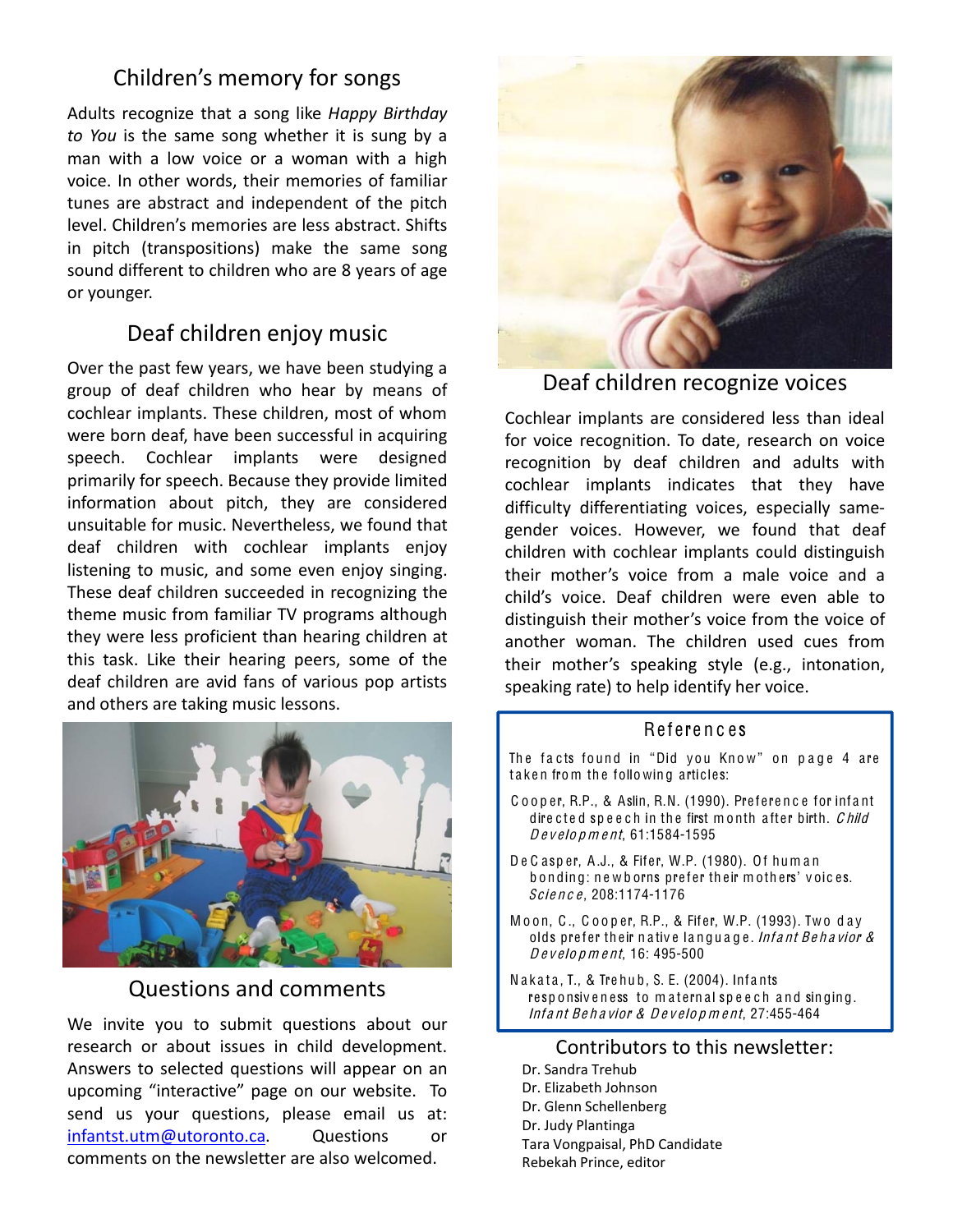## Children's memory for songs

Adults recognize that a song like *Happy Birthday to You* is the same song whether it is sung by a man with a low voice or a woman with a high voice. In other words, their memories of familiar tunes are abstract and independent of the pitch level. Children's memories are less abstract. Shifts in pitch (transpositions) make the same song sound different to children who are 8 years of age or younger.

## Deaf children enjoy music

Over the past few years, we have been studying a group of deaf children who hear by means of cochlear implants. These children, most of whom were born deaf, have been successful in acquiring speech. Cochlear implants were designed primarily for speech. Because they provide limited information about pitch, they are considered unsuitable for music. Nevertheless, we found that deaf children with cochlear implants enjoy listening to music, and some even enjoy singing. These deaf children succeeded in recognizing the theme music from familiar TV programs although they were less proficient than hearing children at this task. Like their hearing peers, some of the deaf children are avid fans of various pop artists and others are taking music lessons.

## Questions and comments

We invite you to submit questions about our research or about issues in child development. Answers to selected questions will appear on an upcoming "interactive" page on our website. To send us your questions, please email us at: infantst.utm@utoronto.ca. Questions or comments on the newsletter are also welcomed.

## Deaf children recognize voices

Cochlear implants are considered less than ideal for voice recognition. To date, research on voice recognition by deaf children and adults with cochlear implants indicates that they have difficulty differentiating voices, especially same-gender voices. However, we found that deaf children with cochlear implants could distinguish their mother's voice from a male voice and a child's voice. Deaf children were even able to distinguish their mother's voice from the voice of another woman. The children used cues from their mother's speaking style (e.g., intonation, speaking rate) to help identify her voice.

### References

The facts found in "Did you Know" on page 4 are taken from the following articles:

Cooper, R.P., & Aslin, R.N. (1990). Preference for infant directed speech in the first month after birth. *Child Development*, 61:1584-1595

DeCasper, A.J., & Fifer, W.P. (1980). Of human bonding: newborns prefer their mothers' voices. *Science*, 208:1174-1176

Moon, C., Cooper, R.P., & Fifer, W.P. (1993). Two day olds prefer their native language. *Infant Behavior & Development*, 16: 495-500

Nakata, T., & Trehub, S. E. (2004). Infants responsiveness to maternal speech and singing. *Infant Behavior & Development*, 27:455-464

### Contributors to this newsletter:

Dr. Sandra Trehub
Dr. Elizabeth Johnson
Dr. Glenn Schellenberg
Dr. Judy Plantinga
Tara Vongpaisal, PhD Candidate
Rebekah Prince, editor